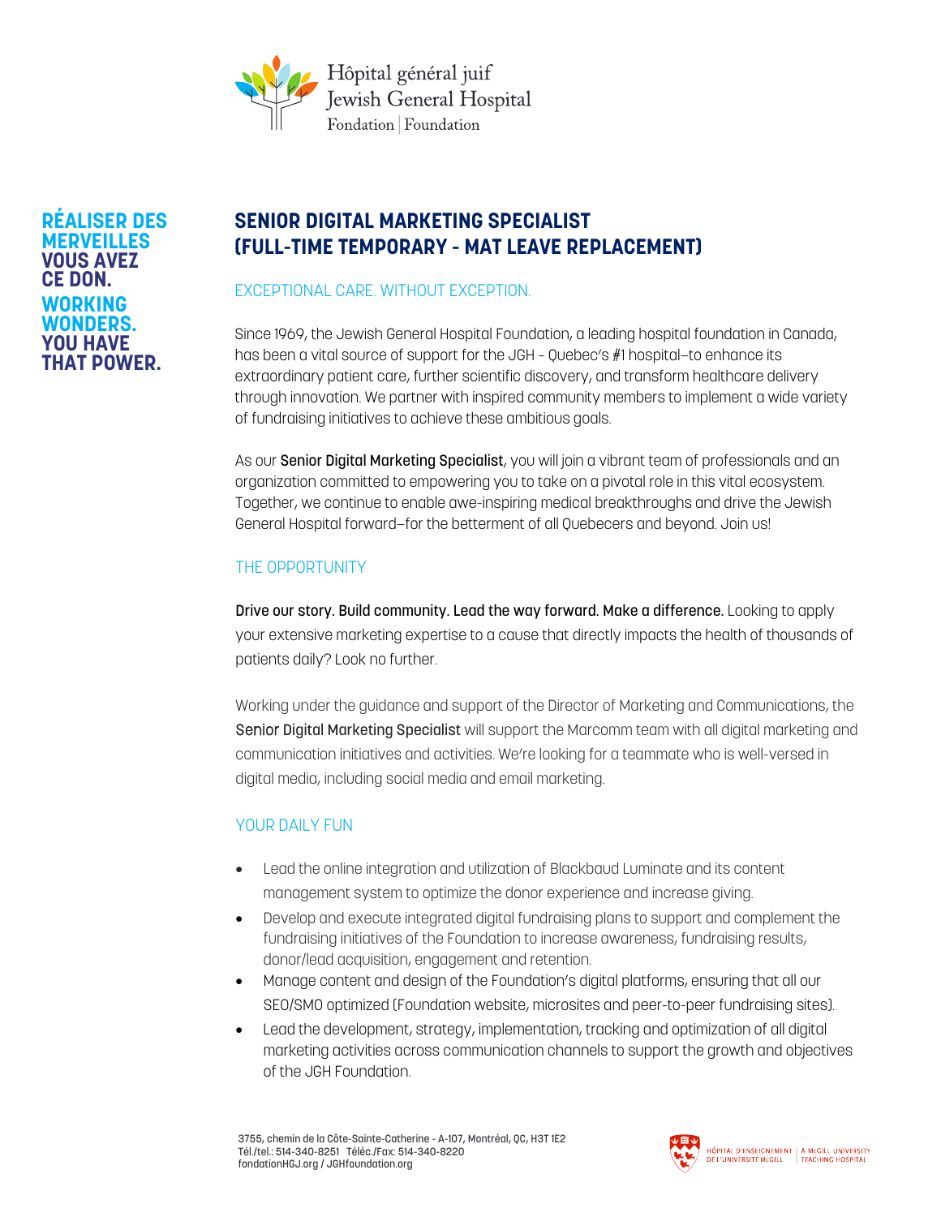Hôpital général juif
Jewish General Hospital
Fondation | Foundation

**RÉALISER DES MERVEILLES VOUS AVEZ CE DON.**
**WORKING WONDERS. YOU HAVE THAT POWER.**

# SENIOR DIGITAL MARKETING SPECIALIST (FULL-TIME TEMPORARY - MAT LEAVE REPLACEMENT)

## EXCEPTIONAL CARE. WITHOUT EXCEPTION.

Since 1969, the Jewish General Hospital Foundation, a leading hospital foundation in Canada, has been a vital source of support for the JGH - Quebec's #1 hospital—to enhance its extraordinary patient care, further scientific discovery, and transform healthcare delivery through innovation. We partner with inspired community members to implement a wide variety of fundraising initiatives to achieve these ambitious goals.

As our **Senior Digital Marketing Specialist**, you will join a vibrant team of professionals and an organization committed to empowering you to take on a pivotal role in this vital ecosystem. Together, we continue to enable awe-inspiring medical breakthroughs and drive the Jewish General Hospital forward—for the betterment of all Quebecers and beyond. Join us!

## THE OPPORTUNITY

**Drive our story. Build community. Lead the way forward. Make a difference.** Looking to apply your extensive marketing expertise to a cause that directly impacts the health of thousands of patients daily? Look no further.

Working under the guidance and support of the Director of Marketing and Communications, the **Senior Digital Marketing Specialist** will support the Marcomm team with all digital marketing and communication initiatives and activities. We're looking for a teammate who is well-versed in digital media, including social media and email marketing.

## YOUR DAILY FUN

- Lead the online integration and utilization of Blackbaud Luminate and its content management system to optimize the donor experience and increase giving.
- Develop and execute integrated digital fundraising plans to support and complement the fundraising initiatives of the Foundation to increase awareness, fundraising results, donor/lead acquisition, engagement and retention.
- Manage content and design of the Foundation's digital platforms, ensuring that all our SEO/SMO optimized (Foundation website, microsites and peer-to-peer fundraising sites).
- Lead the development, strategy, implementation, tracking and optimization of all digital marketing activities across communication channels to support the growth and objectives of the JGH Foundation.

3755, chemin de la Côte-Sainte-Catherine - A-107, Montréal, QC, H3T 1E2
Tél./tel.: 514-340-8251 Téléc./Fax: 514-340-8220
fondationHGJ.org / JGHfoundation.org

HÔPITAL D'ENSEIGNEMENT DE L'UNIVERSITÉ McGILL | A McGILL UNIVERSITY TEACHING HOSPITAL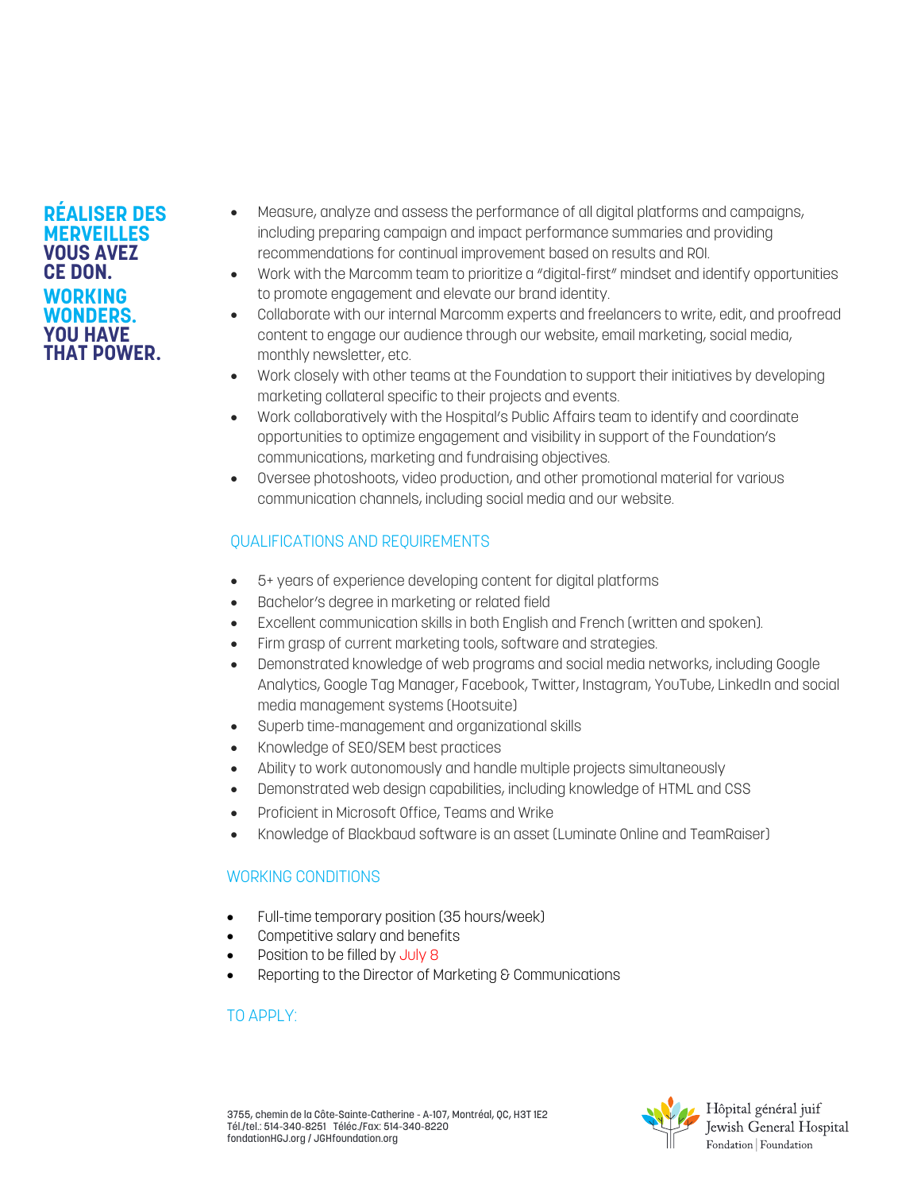**RÉALISER DES MERVEILLES VOUS AVEZ CE DON.**

**WORKING WONDERS. YOU HAVE THAT POWER.**

- Measure, analyze and assess the performance of all digital platforms and campaigns, including preparing campaign and impact performance summaries and providing recommendations for continual improvement based on results and ROI.
- Work with the Marcomm team to prioritize a "digital-first" mindset and identify opportunities to promote engagement and elevate our brand identity.
- Collaborate with our internal Marcomm experts and freelancers to write, edit, and proofread content to engage our audience through our website, email marketing, social media, monthly newsletter, etc.
- Work closely with other teams at the Foundation to support their initiatives by developing marketing collateral specific to their projects and events.
- Work collaboratively with the Hospital's Public Affairs team to identify and coordinate opportunities to optimize engagement and visibility in support of the Foundation's communications, marketing and fundraising objectives.
- Oversee photoshoots, video production, and other promotional material for various communication channels, including social media and our website.

## QUALIFICATIONS AND REQUIREMENTS

- 5+ years of experience developing content for digital platforms
- Bachelor's degree in marketing or related field
- Excellent communication skills in both English and French (written and spoken).
- Firm grasp of current marketing tools, software and strategies.
- Demonstrated knowledge of web programs and social media networks, including Google Analytics, Google Tag Manager, Facebook, Twitter, Instagram, YouTube, LinkedIn and social media management systems (Hootsuite)
- Superb time-management and organizational skills
- Knowledge of SEO/SEM best practices
- Ability to work autonomously and handle multiple projects simultaneously
- Demonstrated web design capabilities, including knowledge of HTML and CSS
- Proficient in Microsoft Office, Teams and Wrike
- Knowledge of Blackbaud software is an asset (Luminate Online and TeamRaiser)

## WORKING CONDITIONS

- Full-time temporary position (35 hours/week)
- Competitive salary and benefits
- Position to be filled by July 8
- Reporting to the Director of Marketing & Communications

## TO APPLY:

3755, chemin de la Côte-Sainte-Catherine - A-107, Montréal, QC, H3T 1E2
Tél./tel.: 514-340-8251 Téléc./Fax: 514-340-8220
fondationHGJ.org / JGHfoundation.org

Hôpital général juif
Jewish General Hospital
Fondation | Foundation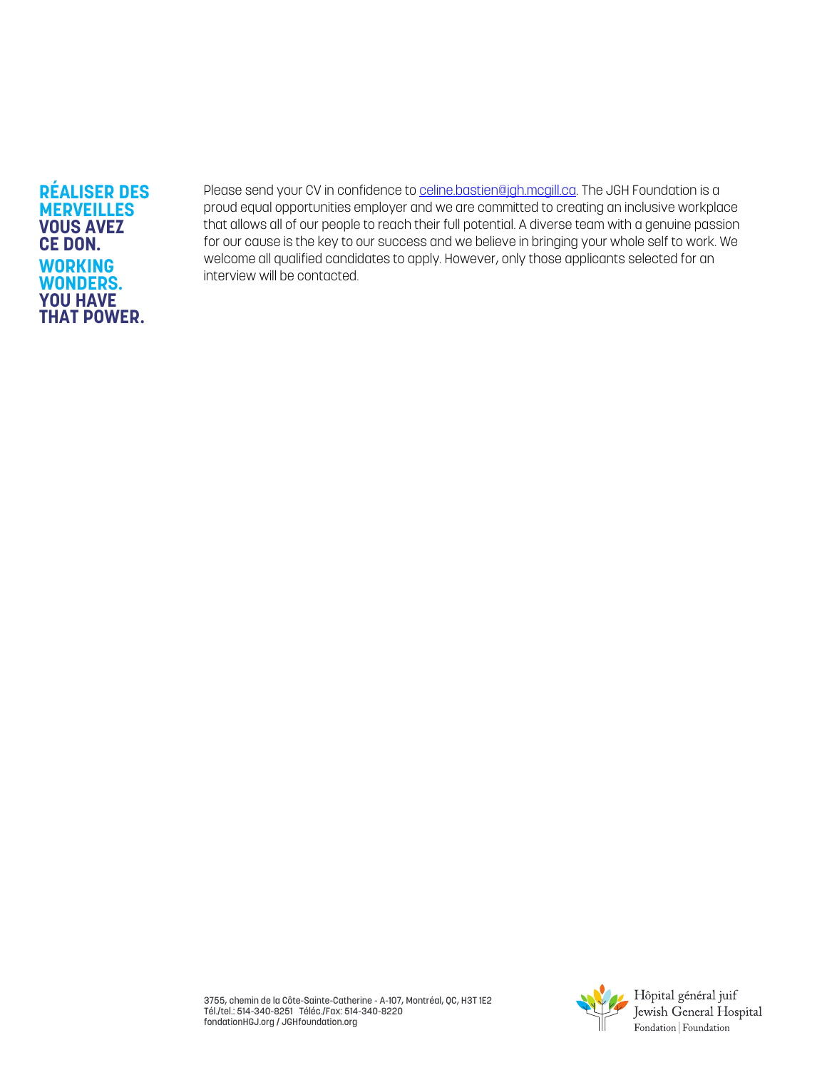**RÉALISER DES MERVEILLES VOUS AVEZ CE DON.**

**WORKING WONDERS. YOU HAVE THAT POWER.**

Please send your CV in confidence to celine.bastien@jgh.mcgill.ca. The JGH Foundation is a proud equal opportunities employer and we are committed to creating an inclusive workplace that allows all of our people to reach their full potential. A diverse team with a genuine passion for our cause is the key to our success and we believe in bringing your whole self to work. We welcome all qualified candidates to apply. However, only those applicants selected for an interview will be contacted.

3755, chemin de la Côte-Sainte-Catherine - A-107, Montréal, QC, H3T 1E2
Tél./tel.: 514-340-8251 Téléc./Fax: 514-340-8220
fondationHGJ.org / JGHfoundation.org

Hôpital général juif
Jewish General Hospital
Fondation | Foundation